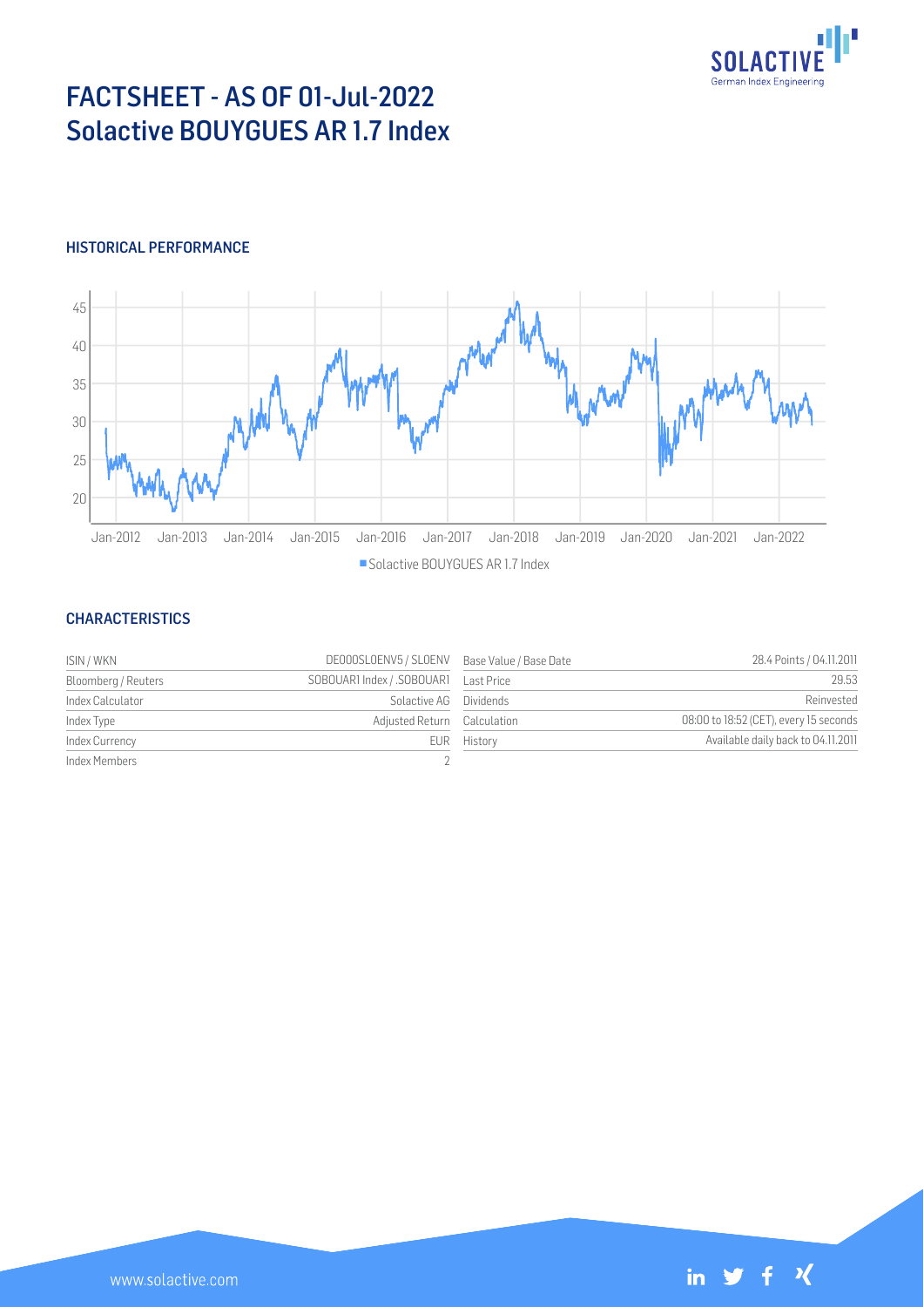# FACTSHEET - AS OF 01-Jul-2022
# Solactive BOUYGUES AR 1.7 Index

## HISTORICAL PERFORMANCE

## CHARACTERISTICS

| | | | |
|---|---|---|---|
| ISIN / WKN | DE000SL0ENV5 / SL0ENV | Base Value / Base Date | 28.4 Points / 04.11.2011 |
| Bloomberg / Reuters | SOBOUAR1 Index / .SOBOUAR1 | Last Price | 29.53 |
| Index Calculator | Solactive AG | Dividends | Reinvested |
| Index Type | Adjusted Return | Calculation | 08:00 to 18:52 (CET), every 15 seconds |
| Index Currency | EUR | History | Available daily back to 04.11.2011 |
| Index Members | 2 | | |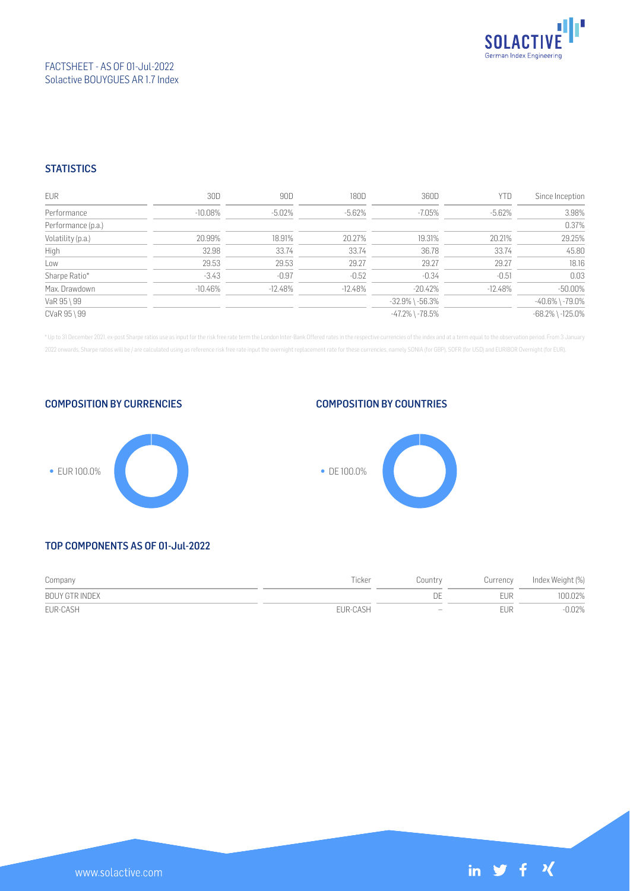FACTSHEET - AS OF 01-Jul-2022
Solactive BOUYGUES AR 1.7 Index

## STATISTICS

| EUR | 30D | 90D | 180D | 360D | YTD | Since Inception |
|---|---|---|---|---|---|---|
| Performance | -10.08% | -5.02% | -5.62% | -7.05% | -5.62% | 3.98% |
| Performance (p.a.) | | | | | | 0.37% |
| Volatility (p.a.) | 20.99% | 18.91% | 20.27% | 19.31% | 20.21% | 29.25% |
| High | 32.98 | 33.74 | 33.74 | 36.78 | 33.74 | 45.80 |
| Low | 29.53 | 29.53 | 29.27 | 29.27 | 29.27 | 18.16 |
| Sharpe Ratio* | -3.43 | -0.97 | -0.52 | -0.34 | -0.51 | 0.03 |
| Max. Drawdown | -10.46% | -12.48% | -12.48% | -20.42% | -12.48% | -50.00% |
| VaR 95 \ 99 | | | | -32.9% \ -56.3% | | -40.6% \ -79.0% |
| CVaR 95 \ 99 | | | | -47.2% \ -78.5% | | -68.2% \ -125.0% |

* Up to 31 December 2021, ex-post Sharpe ratios use as input for the risk free rate term the London Inter-Bank Offered rates in the respective currencies of the index and at a term equal to the observation period. From 3 January 2022 onwards, Sharpe ratios will be / are calculated using as reference risk free rate input the overnight replacement rate for these currencies, namely SONIA (for GBP), SOFR (for USD) and EURIBOR Overnight (for EUR).

## COMPOSITION BY CURRENCIES

- EUR 100.0%

## COMPOSITION BY COUNTRIES

- DE 100.0%

## TOP COMPONENTS AS OF 01-Jul-2022

| Company | Ticker | Country | Currency | Index Weight (%) |
|---|---|---|---|---|
| BOUY GTR INDEX | | DE | EUR | 100.02% |
| EUR-CASH | EUR-CASH | – | EUR | -0.02% |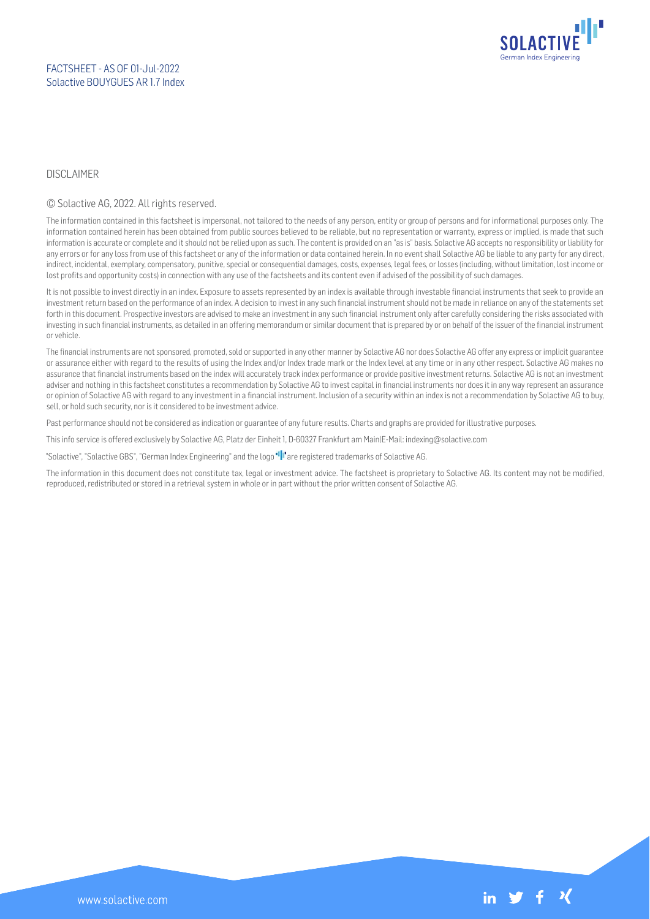## DISCLAIMER

© Solactive AG, 2022. All rights reserved.

The information contained in this factsheet is impersonal, not tailored to the needs of any person, entity or group of persons and for informational purposes only. The information contained herein has been obtained from public sources believed to be reliable, but no representation or warranty, express or implied, is made that such information is accurate or complete and it should not be relied upon as such. The content is provided on an "as is" basis. Solactive AG accepts no responsibility or liability for any errors or for any loss from use of this factsheet or any of the information or data contained herein. In no event shall Solactive AG be liable to any party for any direct, indirect, incidental, exemplary, compensatory, punitive, special or consequential damages, costs, expenses, legal fees, or losses (including, without limitation, lost income or lost profits and opportunity costs) in connection with any use of the factsheets and its content even if advised of the possibility of such damages.

It is not possible to invest directly in an index. Exposure to assets represented by an index is available through investable financial instruments that seek to provide an investment return based on the performance of an index. A decision to invest in any such financial instrument should not be made in reliance on any of the statements set forth in this document. Prospective investors are advised to make an investment in any such financial instrument only after carefully considering the risks associated with investing in such financial instruments, as detailed in an offering memorandum or similar document that is prepared by or on behalf of the issuer of the financial instrument or vehicle.

The financial instruments are not sponsored, promoted, sold or supported in any other manner by Solactive AG nor does Solactive AG offer any express or implicit guarantee or assurance either with regard to the results of using the Index and/or Index trade mark or the Index level at any time or in any other respect. Solactive AG makes no assurance that financial instruments based on the index will accurately track index performance or provide positive investment returns. Solactive AG is not an investment adviser and nothing in this factsheet constitutes a recommendation by Solactive AG to invest capital in financial instruments nor does it in any way represent an assurance or opinion of Solactive AG with regard to any investment in a financial instrument. Inclusion of a security within an index is not a recommendation by Solactive AG to buy, sell, or hold such security, nor is it considered to be investment advice.

Past performance should not be considered as indication or guarantee of any future results. Charts and graphs are provided for illustrative purposes.

This info service is offered exclusively by Solactive AG, Platz der Einheit 1, D-60327 Frankfurt am Main|E-Mail: indexing@solactive.com

"Solactive", "Solactive GBS", "German Index Engineering" and the logo are registered trademarks of Solactive AG.

The information in this document does not constitute tax, legal or investment advice. The factsheet is proprietary to Solactive AG. Its content may not be modified, reproduced, redistributed or stored in a retrieval system in whole or in part without the prior written consent of Solactive AG.